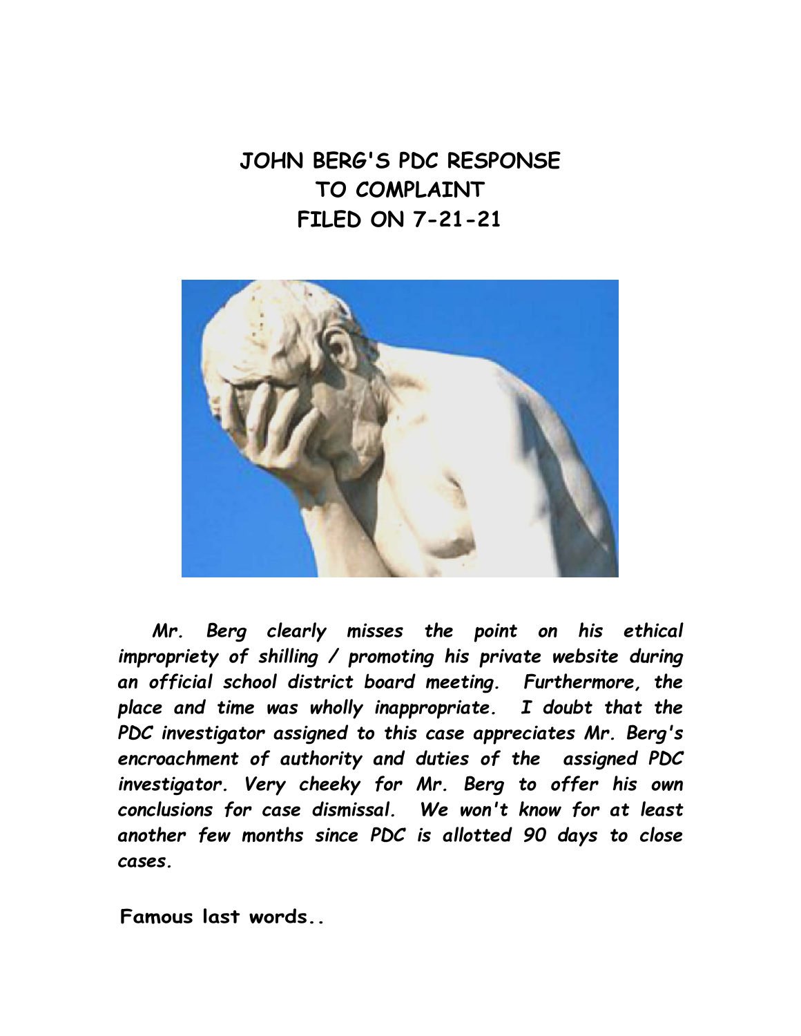# JOHN BERG'S PDC RESPONSE TO COMPLAINT FILED ON 7-21-21

***Mr. Berg clearly misses the point on his ethical impropriety of shilling / promoting his private website during an official school district board meeting. Furthermore, the place and time was wholly inappropriate. I doubt that the PDC investigator assigned to this case appreciates Mr. Berg's encroachment of authority and duties of the assigned PDC investigator. Very cheeky for Mr. Berg to offer his own conclusions for case dismissal. We won't know for at least another few months since PDC is allotted 90 days to close cases.***

**Famous last words..**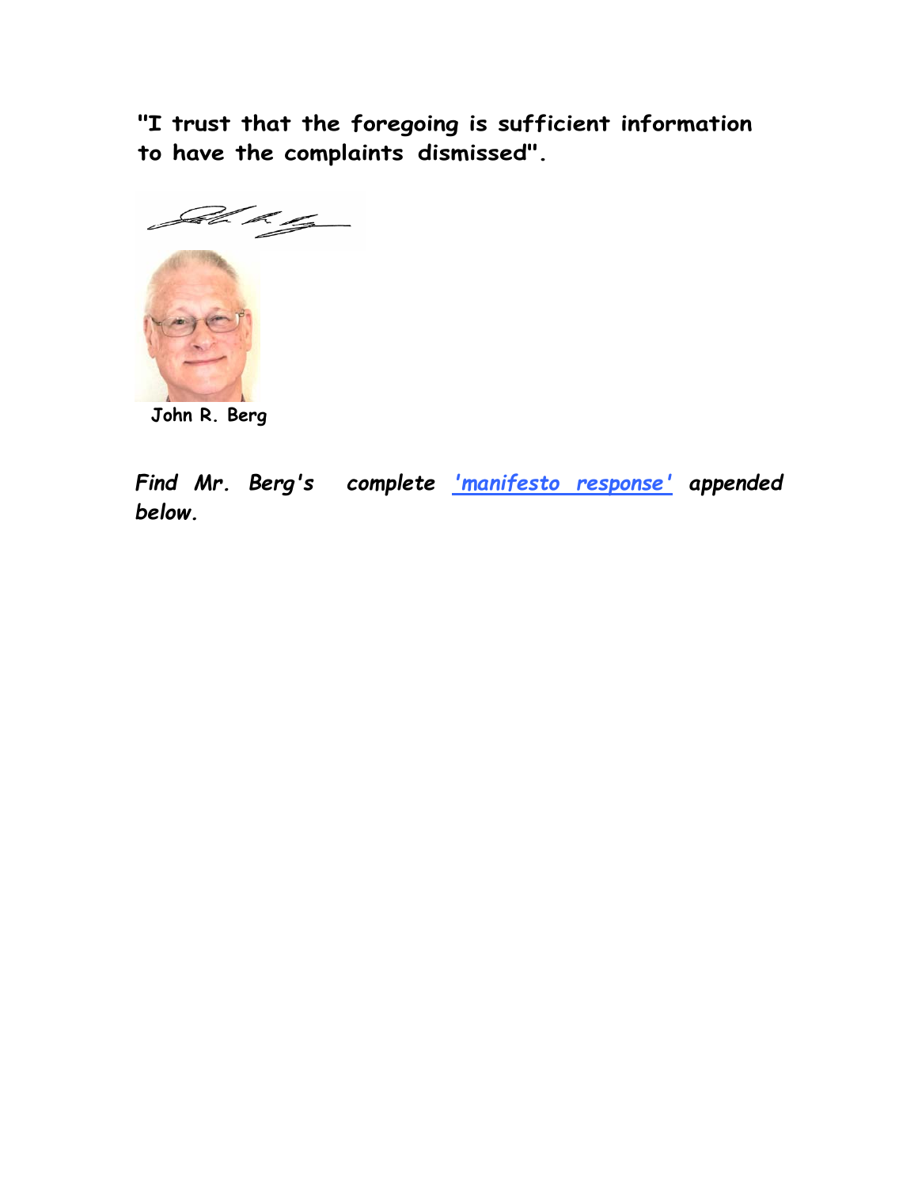**"I trust that the foregoing is sufficient information to have the complaints dismissed".**

**John R. Berg**

***Find Mr. Berg's complete 'manifesto response' appended below.***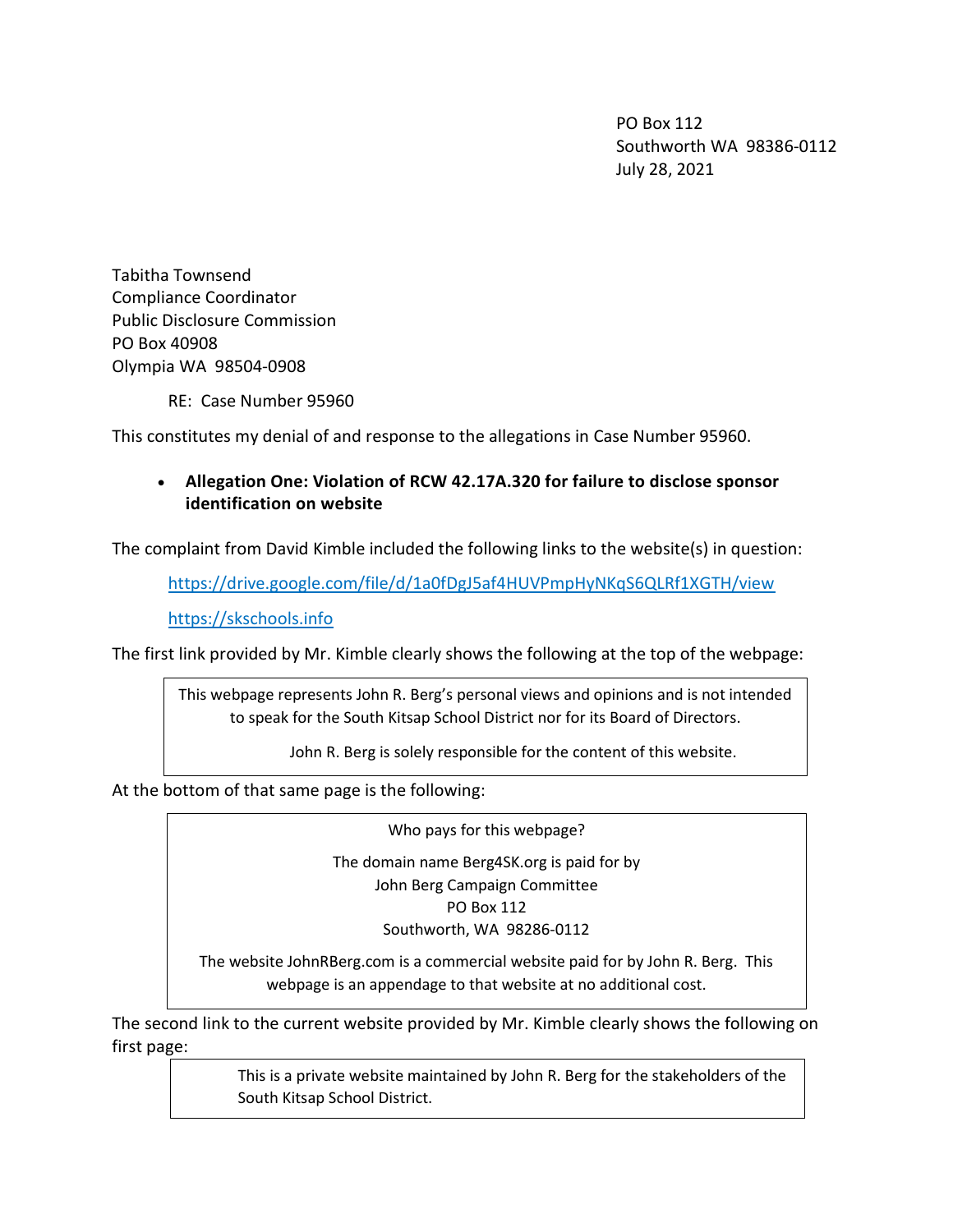PO Box 112
Southworth WA 98386-0112
July 28, 2021

Tabitha Townsend
Compliance Coordinator
Public Disclosure Commission
PO Box 40908
Olympia WA 98504-0908

RE: Case Number 95960

This constitutes my denial of and response to the allegations in Case Number 95960.

- **Allegation One: Violation of RCW 42.17A.320 for failure to disclose sponsor identification on website**

The complaint from David Kimble included the following links to the website(s) in question:

> https://drive.google.com/file/d/1a0fDgJ5af4HUVPmpHyNKqS6QLRf1XGTH/view
>
> https://skschools.info

The first link provided by Mr. Kimble clearly shows the following at the top of the webpage:

> This webpage represents John R. Berg's personal views and opinions and is not intended to speak for the South Kitsap School District nor for its Board of Directors.
>
> John R. Berg is solely responsible for the content of this website.

At the bottom of that same page is the following:

> Who pays for this webpage?
>
> The domain name Berg4SK.org is paid for by
> John Berg Campaign Committee
> PO Box 112
> Southworth, WA 98286-0112
>
> The website JohnRBerg.com is a commercial website paid for by John R. Berg. This webpage is an appendage to that website at no additional cost.

The second link to the current website provided by Mr. Kimble clearly shows the following on first page:

> This is a private website maintained by John R. Berg for the stakeholders of the South Kitsap School District.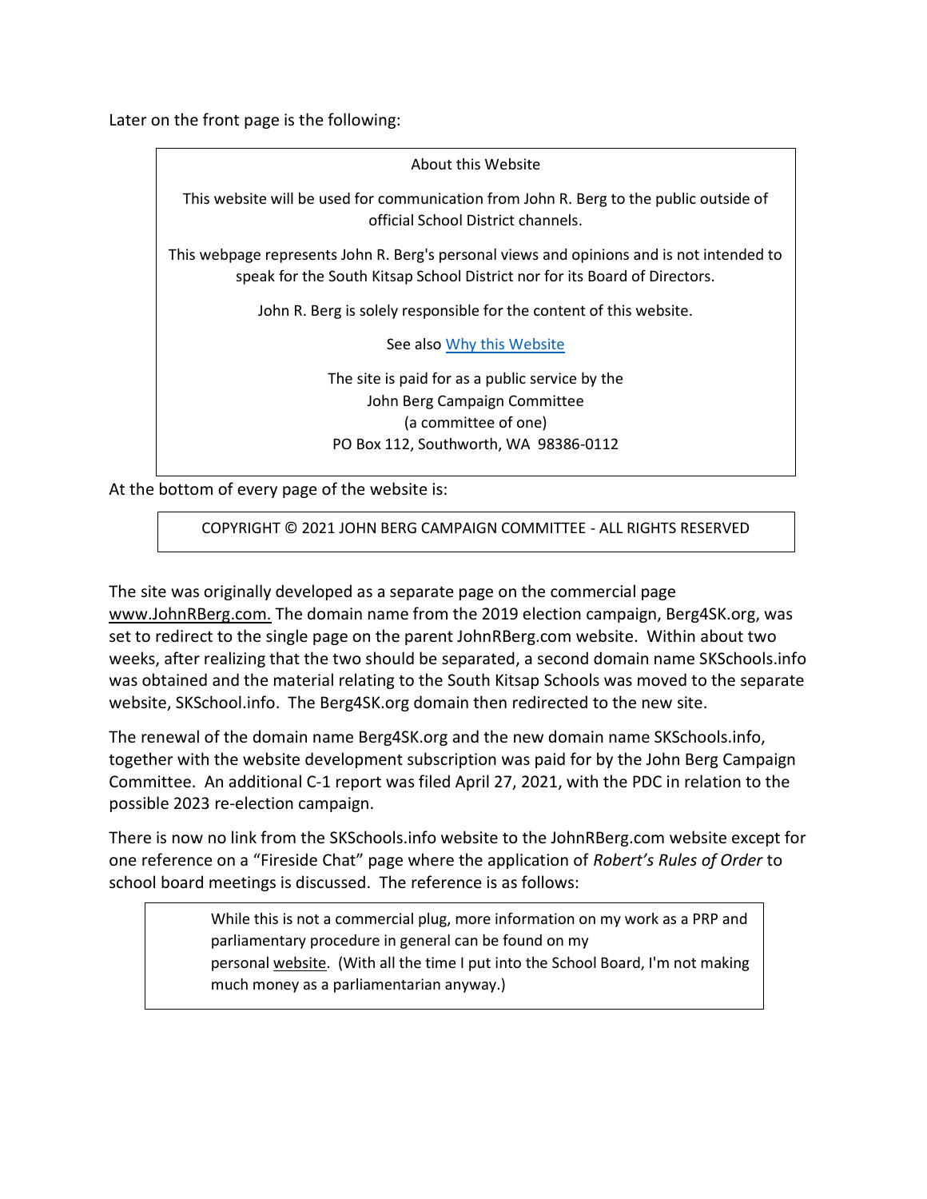Later on the front page is the following:

> About this Website
>
> This website will be used for communication from John R. Berg to the public outside of official School District channels.
>
> This webpage represents John R. Berg's personal views and opinions and is not intended to speak for the South Kitsap School District nor for its Board of Directors.
>
> John R. Berg is solely responsible for the content of this website.
>
> See also Why this Website
>
> The site is paid for as a public service by the
> John Berg Campaign Committee
> (a committee of one)
> PO Box 112, Southworth, WA 98386-0112

At the bottom of every page of the website is:

> COPYRIGHT © 2021 JOHN BERG CAMPAIGN COMMITTEE - ALL RIGHTS RESERVED

The site was originally developed as a separate page on the commercial page www.JohnRBerg.com. The domain name from the 2019 election campaign, Berg4SK.org, was set to redirect to the single page on the parent JohnRBerg.com website. Within about two weeks, after realizing that the two should be separated, a second domain name SKSchools.info was obtained and the material relating to the South Kitsap Schools was moved to the separate website, SKSchool.info. The Berg4SK.org domain then redirected to the new site.

The renewal of the domain name Berg4SK.org and the new domain name SKSchools.info, together with the website development subscription was paid for by the John Berg Campaign Committee. An additional C-1 report was filed April 27, 2021, with the PDC in relation to the possible 2023 re-election campaign.

There is now no link from the SKSchools.info website to the JohnRBerg.com website except for one reference on a "Fireside Chat" page where the application of *Robert's Rules of Order* to school board meetings is discussed. The reference is as follows:

> While this is not a commercial plug, more information on my work as a PRP and parliamentary procedure in general can be found on my personal website. (With all the time I put into the School Board, I'm not making much money as a parliamentarian anyway.)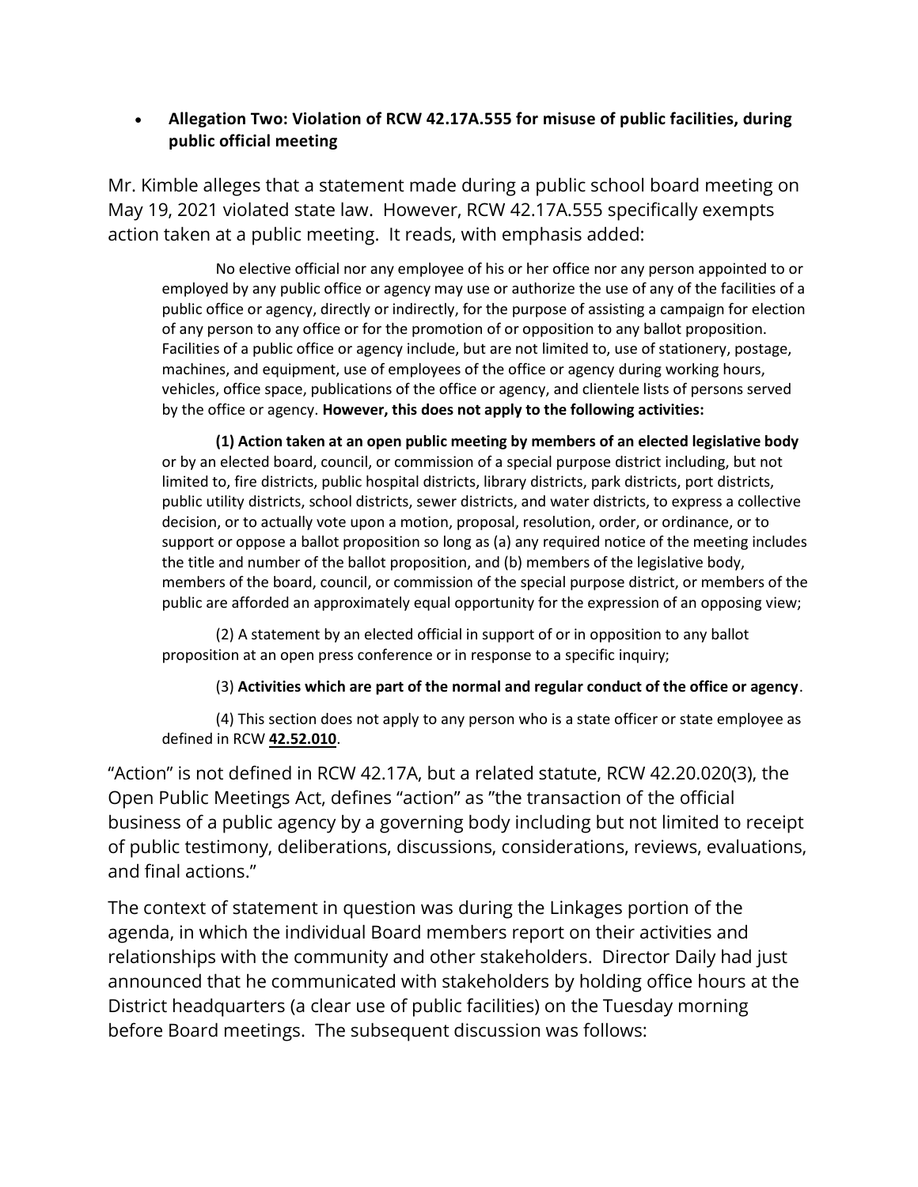- **Allegation Two: Violation of RCW 42.17A.555 for misuse of public facilities, during public official meeting**

Mr. Kimble alleges that a statement made during a public school board meeting on May 19, 2021 violated state law. However, RCW 42.17A.555 specifically exempts action taken at a public meeting. It reads, with emphasis added:

> No elective official nor any employee of his or her office nor any person appointed to or employed by any public office or agency may use or authorize the use of any of the facilities of a public office or agency, directly or indirectly, for the purpose of assisting a campaign for election of any person to any office or for the promotion of or opposition to any ballot proposition. Facilities of a public office or agency include, but are not limited to, use of stationery, postage, machines, and equipment, use of employees of the office or agency during working hours, vehicles, office space, publications of the office or agency, and clientele lists of persons served by the office or agency. **However, this does not apply to the following activities:**
>
> **(1) Action taken at an open public meeting by members of an elected legislative body** or by an elected board, council, or commission of a special purpose district including, but not limited to, fire districts, public hospital districts, library districts, park districts, port districts, public utility districts, school districts, sewer districts, and water districts, to express a collective decision, or to actually vote upon a motion, proposal, resolution, order, or ordinance, or to support or oppose a ballot proposition so long as (a) any required notice of the meeting includes the title and number of the ballot proposition, and (b) members of the legislative body, members of the board, council, or commission of the special purpose district, or members of the public are afforded an approximately equal opportunity for the expression of an opposing view;
>
> (2) A statement by an elected official in support of or in opposition to any ballot proposition at an open press conference or in response to a specific inquiry;
>
> (3) **Activities which are part of the normal and regular conduct of the office or agency**.
>
> (4) This section does not apply to any person who is a state officer or state employee as defined in RCW **42.52.010**.

"Action" is not defined in RCW 42.17A, but a related statute, RCW 42.20.020(3), the Open Public Meetings Act, defines "action" as "the transaction of the official business of a public agency by a governing body including but not limited to receipt of public testimony, deliberations, discussions, considerations, reviews, evaluations, and final actions."

The context of statement in question was during the Linkages portion of the agenda, in which the individual Board members report on their activities and relationships with the community and other stakeholders. Director Daily had just announced that he communicated with stakeholders by holding office hours at the District headquarters (a clear use of public facilities) on the Tuesday morning before Board meetings. The subsequent discussion was follows: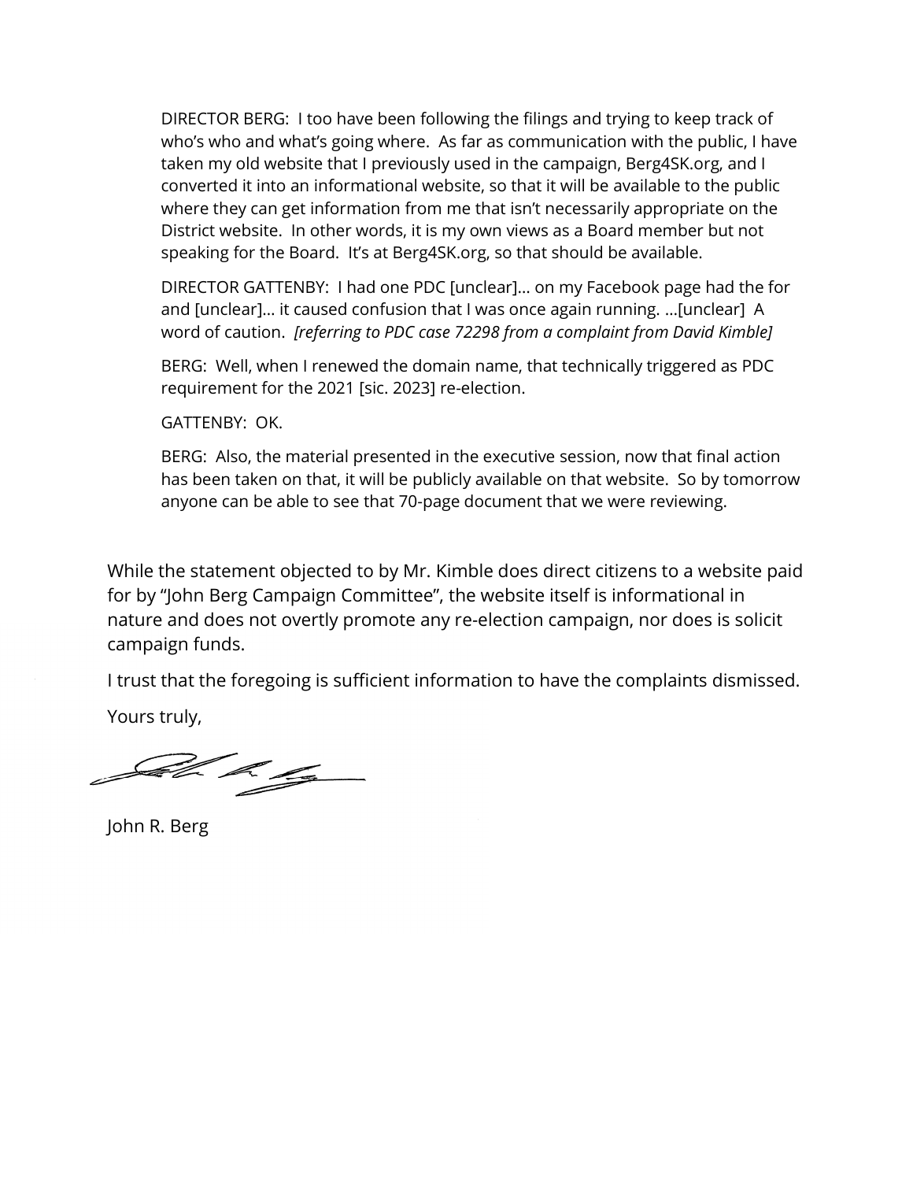DIRECTOR BERG: I too have been following the filings and trying to keep track of who's who and what's going where. As far as communication with the public, I have taken my old website that I previously used in the campaign, Berg4SK.org, and I converted it into an informational website, so that it will be available to the public where they can get information from me that isn't necessarily appropriate on the District website. In other words, it is my own views as a Board member but not speaking for the Board. It's at Berg4SK.org, so that should be available.

DIRECTOR GATTENBY: I had one PDC [unclear]… on my Facebook page had the for and [unclear]… it caused confusion that I was once again running. …[unclear] A word of caution. *[referring to PDC case 72298 from a complaint from David Kimble]*

BERG: Well, when I renewed the domain name, that technically triggered as PDC requirement for the 2021 [sic. 2023] re-election.

GATTENBY: OK.

BERG: Also, the material presented in the executive session, now that final action has been taken on that, it will be publicly available on that website. So by tomorrow anyone can be able to see that 70-page document that we were reviewing.

While the statement objected to by Mr. Kimble does direct citizens to a website paid for by "John Berg Campaign Committee", the website itself is informational in nature and does not overtly promote any re-election campaign, nor does is solicit campaign funds.

I trust that the foregoing is sufficient information to have the complaints dismissed.

Yours truly,

John R. Berg